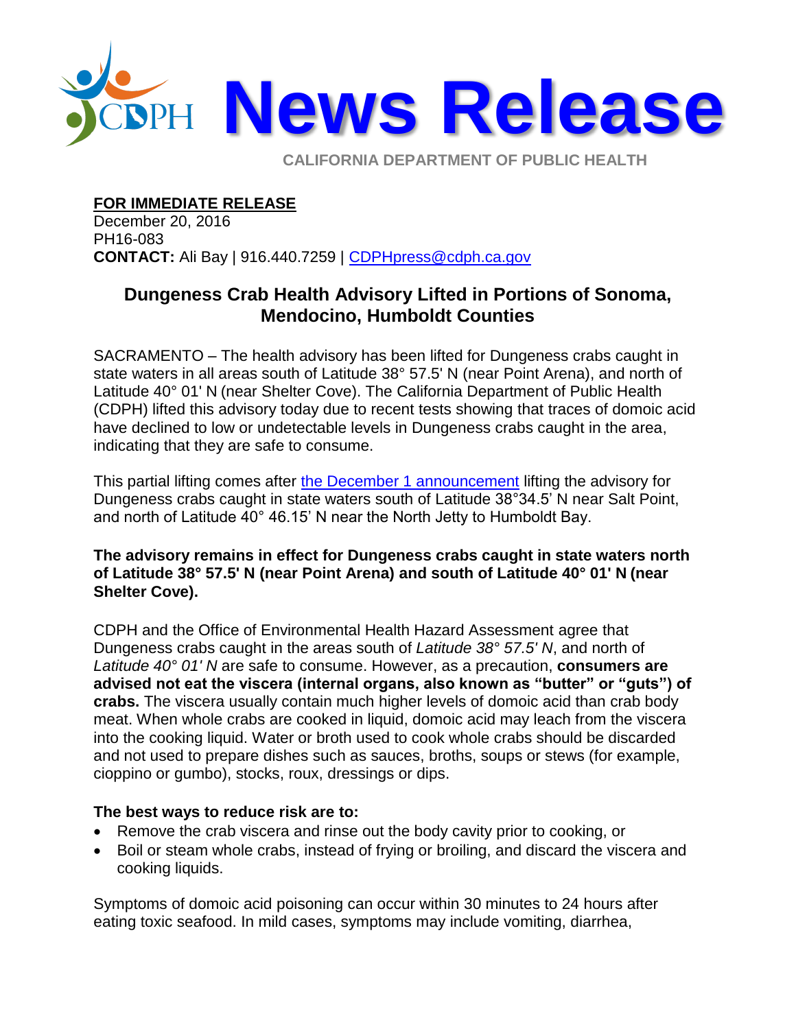# News Release

CALIFORNIA DEPARTMENT OF PUBLIC HEALTH

**FOR IMMEDIATE RELEASE**
December 20, 2016
PH16-083
**CONTACT:** Ali Bay | 916.440.7259 | CDPHpress@cdph.ca.gov

## Dungeness Crab Health Advisory Lifted in Portions of Sonoma, Mendocino, Humboldt Counties

SACRAMENTO – The health advisory has been lifted for Dungeness crabs caught in state waters in all areas south of Latitude 38° 57.5' N (near Point Arena), and north of Latitude 40° 01' N (near Shelter Cove). The California Department of Public Health (CDPH) lifted this advisory today due to recent tests showing that traces of domoic acid have declined to low or undetectable levels in Dungeness crabs caught in the area, indicating that they are safe to consume.

This partial lifting comes after the December 1 announcement lifting the advisory for Dungeness crabs caught in state waters south of Latitude 38°34.5' N near Salt Point, and north of Latitude 40° 46.15' N near the North Jetty to Humboldt Bay.

**The advisory remains in effect for Dungeness crabs caught in state waters north of Latitude 38° 57.5' N (near Point Arena) and south of Latitude 40° 01' N (near Shelter Cove).**

CDPH and the Office of Environmental Health Hazard Assessment agree that Dungeness crabs caught in the areas south of *Latitude 38° 57.5' N*, and north of *Latitude 40° 01' N* are safe to consume. However, as a precaution, **consumers are advised not eat the viscera (internal organs, also known as "butter" or "guts") of crabs.** The viscera usually contain much higher levels of domoic acid than crab body meat. When whole crabs are cooked in liquid, domoic acid may leach from the viscera into the cooking liquid. Water or broth used to cook whole crabs should be discarded and not used to prepare dishes such as sauces, broths, soups or stews (for example, cioppino or gumbo), stocks, roux, dressings or dips.

**The best ways to reduce risk are to:**

- Remove the crab viscera and rinse out the body cavity prior to cooking, or
- Boil or steam whole crabs, instead of frying or broiling, and discard the viscera and cooking liquids.

Symptoms of domoic acid poisoning can occur within 30 minutes to 24 hours after eating toxic seafood. In mild cases, symptoms may include vomiting, diarrhea,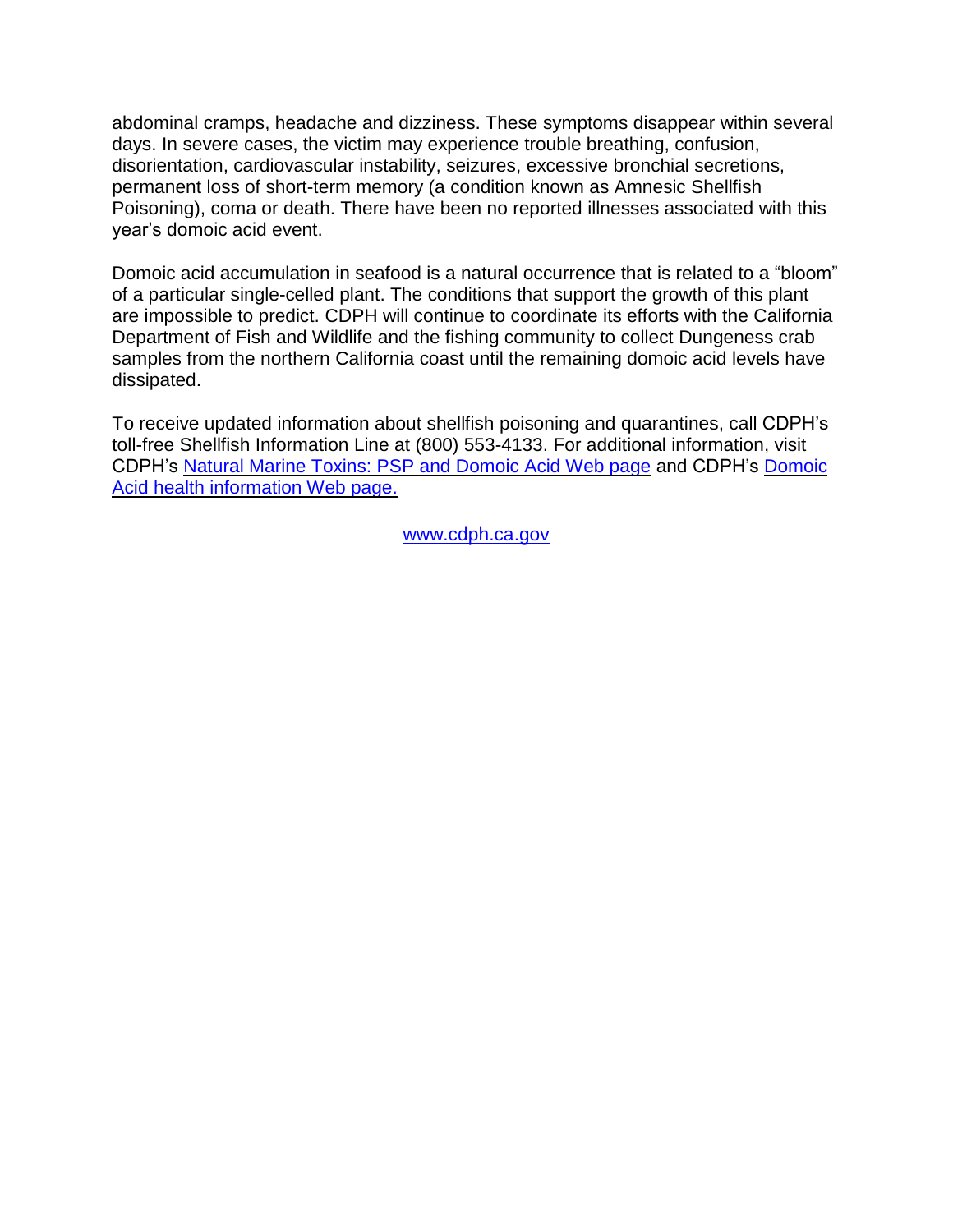abdominal cramps, headache and dizziness. These symptoms disappear within several days. In severe cases, the victim may experience trouble breathing, confusion, disorientation, cardiovascular instability, seizures, excessive bronchial secretions, permanent loss of short-term memory (a condition known as Amnesic Shellfish Poisoning), coma or death. There have been no reported illnesses associated with this year's domoic acid event.

Domoic acid accumulation in seafood is a natural occurrence that is related to a "bloom" of a particular single-celled plant. The conditions that support the growth of this plant are impossible to predict. CDPH will continue to coordinate its efforts with the California Department of Fish and Wildlife and the fishing community to collect Dungeness crab samples from the northern California coast until the remaining domoic acid levels have dissipated.

To receive updated information about shellfish poisoning and quarantines, call CDPH's toll-free Shellfish Information Line at (800) 553-4133. For additional information, visit CDPH's Natural Marine Toxins: PSP and Domoic Acid Web page and CDPH's Domoic Acid health information Web page.

www.cdph.ca.gov